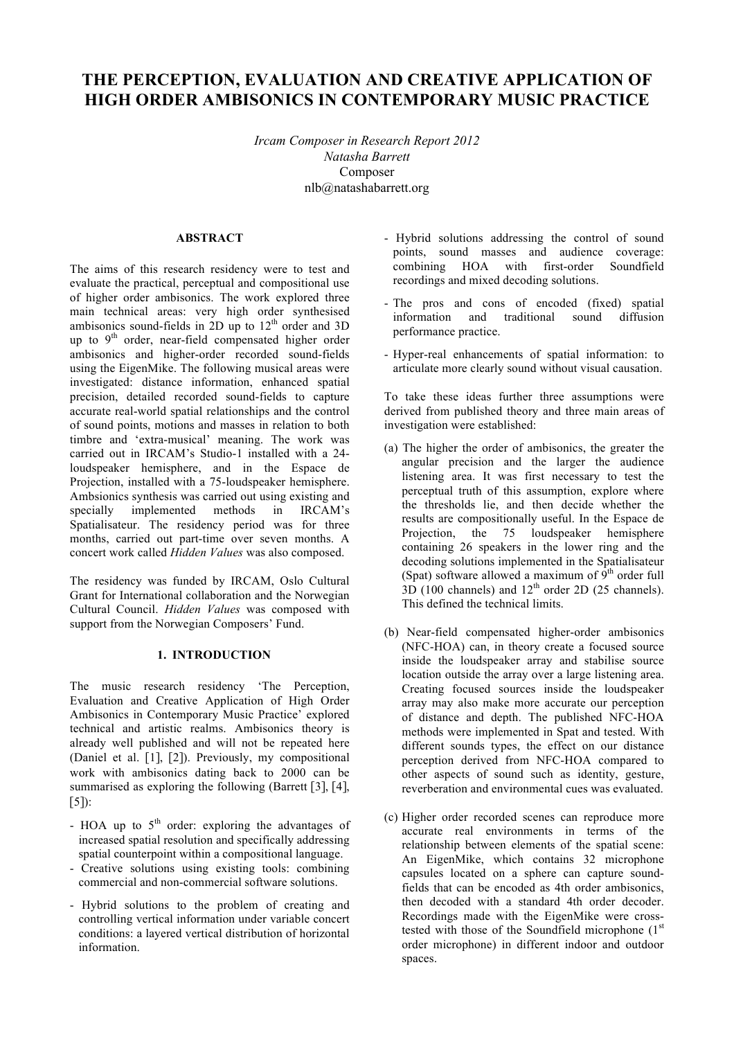# THE PERCEPTION, EVALUATION AND CREATIVE APPLICATION OF HIGH ORDER AMBISONICS IN CONTEMPORARY MUSIC PRACTICE

*Ircam Composer in Research Report 2012*
*Natasha Barrett*
Composer
nlb@natashabarrett.org

## ABSTRACT

The aims of this research residency were to test and evaluate the practical, perceptual and compositional use of higher order ambisonics. The work explored three main technical areas: very high order synthesised ambisonics sound-fields in 2D up to 12th order and 3D up to 9th order, near-field compensated higher order ambisonics and higher-order recorded sound-fields using the EigenMike. The following musical areas were investigated: distance information, enhanced spatial precision, detailed recorded sound-fields to capture accurate real-world spatial relationships and the control of sound points, motions and masses in relation to both timbre and 'extra-musical' meaning. The work was carried out in IRCAM's Studio-1 installed with a 24-loudspeaker hemisphere, and in the Espace de Projection, installed with a 75-loudspeaker hemisphere. Amsbionics synthesis was carried out using existing and specially implemented methods in IRCAM's Spatialisateur. The residency period was for three months, carried out part-time over seven months. A concert work called *Hidden Values* was also composed.

The residency was funded by IRCAM, Oslo Cultural Grant for International collaboration and the Norwegian Cultural Council. *Hidden Values* was composed with support from the Norwegian Composers' Fund.

## 1. INTRODUCTION

The music research residency 'The Perception, Evaluation and Creative Application of High Order Ambisonics in Contemporary Music Practice' explored technical and artistic realms. Ambisonics theory is already well published and will not be repeated here (Daniel et al. [1], [2]). Previously, my compositional work with ambisonics dating back to 2000 can be summarised as exploring the following (Barrett [3], [4], [5]):

- HOA up to 5th order: exploring the advantages of increased spatial resolution and specifically addressing spatial counterpoint within a compositional language.
- Creative solutions using existing tools: combining commercial and non-commercial software solutions.
- Hybrid solutions to the problem of creating and controlling vertical information under variable concert conditions: a layered vertical distribution of horizontal information.
- Hybrid solutions addressing the control of sound points, sound masses and audience coverage: combining HOA with first-order Soundfield recordings and mixed decoding solutions.
- The pros and cons of encoded (fixed) spatial information and traditional sound diffusion performance practice.
- Hyper-real enhancements of spatial information: to articulate more clearly sound without visual causation.

To take these ideas further three assumptions were derived from published theory and three main areas of investigation were established:

(a) The higher the order of ambisonics, the greater the angular precision and the larger the audience listening area. It was first necessary to test the perceptual truth of this assumption, explore where the thresholds lie, and then decide whether the results are compositionally useful. In the Espace de Projection, the 75 loudspeaker hemisphere containing 26 speakers in the lower ring and the decoding solutions implemented in the Spatialisateur (Spat) software allowed a maximum of 9th order full 3D (100 channels) and 12th order 2D (25 channels). This defined the technical limits.

(b) Near-field compensated higher-order ambisonics (NFC-HOA) can, in theory create a focused source inside the loudspeaker array and stabilise source location outside the array over a large listening area. Creating focused sources inside the loudspeaker array may also make more accurate our perception of distance and depth. The published NFC-HOA methods were implemented in Spat and tested. With different sounds types, the effect on our distance perception derived from NFC-HOA compared to other aspects of sound such as identity, gesture, reverberation and environmental cues was evaluated.

(c) Higher order recorded scenes can reproduce more accurate real environments in terms of the relationship between elements of the spatial scene: An EigenMike, which contains 32 microphone capsules located on a sphere can capture sound-fields that can be encoded as 4th order ambisonics, then decoded with a standard 4th order decoder. Recordings made with the EigenMike were cross-tested with those of the Soundfield microphone (1st order microphone) in different indoor and outdoor spaces.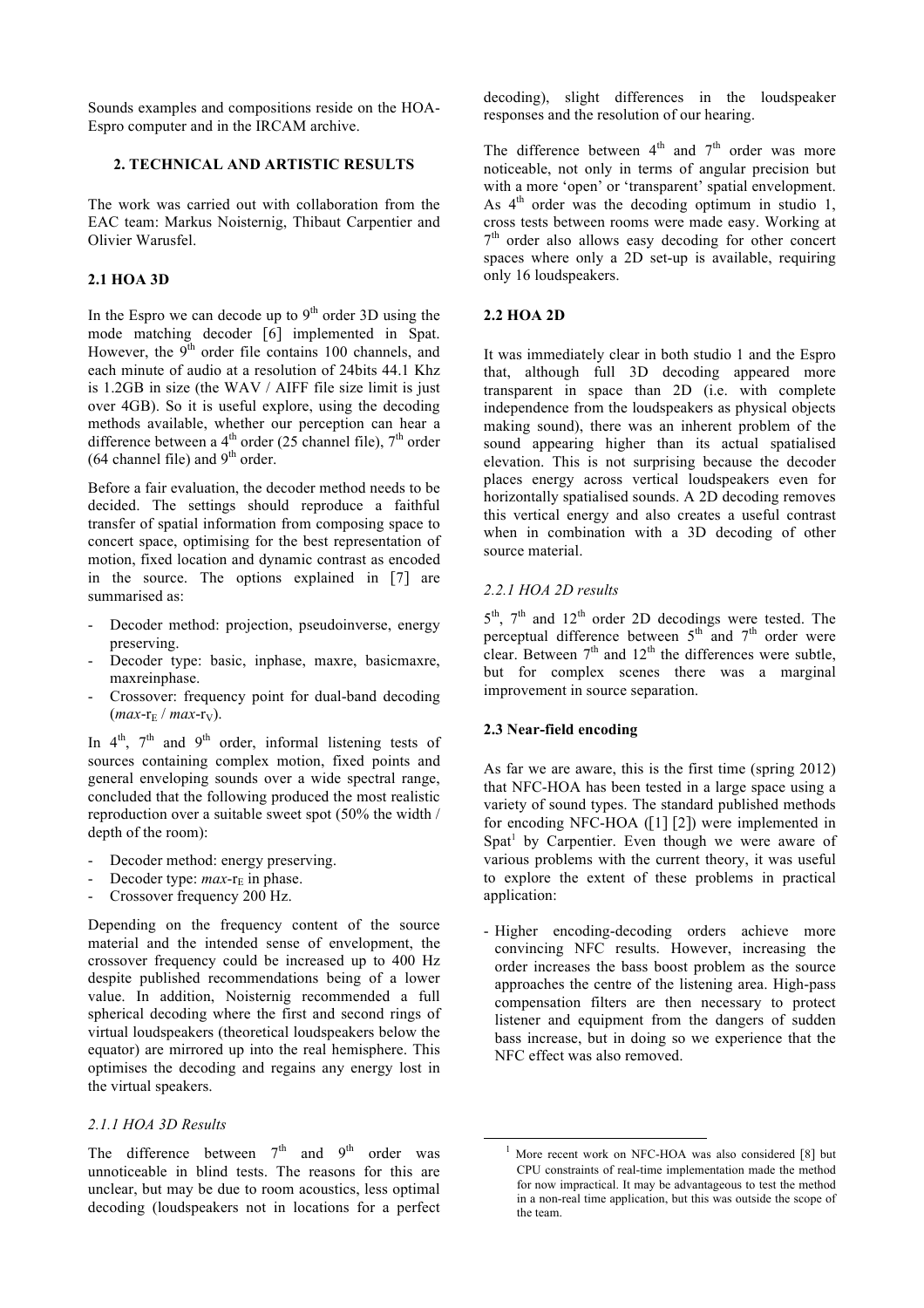Sounds examples and compositions reside on the HOA-Espro computer and in the IRCAM archive.

## 2. TECHNICAL AND ARTISTIC RESULTS

The work was carried out with collaboration from the EAC team: Markus Noisternig, Thibaut Carpentier and Olivier Warusfel.

### 2.1 HOA 3D

In the Espro we can decode up to 9$^{th}$ order 3D using the mode matching decoder [6] implemented in Spat. However, the 9$^{th}$ order file contains 100 channels, and each minute of audio at a resolution of 24bits 44.1 Khz is 1.2GB in size (the WAV / AIFF file size limit is just over 4GB). So it is useful explore, using the decoding methods available, whether our perception can hear a difference between a 4$^{th}$ order (25 channel file), 7$^{th}$ order (64 channel file) and 9$^{th}$ order.

Before a fair evaluation, the decoder method needs to be decided. The settings should reproduce a faithful transfer of spatial information from composing space to concert space, optimising for the best representation of motion, fixed location and dynamic contrast as encoded in the source. The options explained in [7] are summarised as:

- Decoder method: projection, pseudoinverse, energy preserving.
- Decoder type: basic, inphase, maxre, basicmaxre, maxreinphase.
- Crossover: frequency point for dual-band decoding (*max*-$r_E$ / *max*-$r_V$).

In 4$^{th}$, 7$^{th}$ and 9$^{th}$ order, informal listening tests of sources containing complex motion, fixed points and general enveloping sounds over a wide spectral range, concluded that the following produced the most realistic reproduction over a suitable sweet spot (50% the width / depth of the room):

- Decoder method: energy preserving.
- Decoder type: *max*-$r_E$ in phase.
- Crossover frequency 200 Hz.

Depending on the frequency content of the source material and the intended sense of envelopment, the crossover frequency could be increased up to 400 Hz despite published recommendations being of a lower value. In addition, Noisternig recommended a full spherical decoding where the first and second rings of virtual loudspeakers (theoretical loudspeakers below the equator) are mirrored up into the real hemisphere. This optimises the decoding and regains any energy lost in the virtual speakers.

#### *2.1.1 HOA 3D Results*

The difference between 7$^{th}$ and 9$^{th}$ order was unnoticeable in blind tests. The reasons for this are unclear, but may be due to room acoustics, less optimal decoding (loudspeakers not in locations for a perfect decoding), slight differences in the loudspeaker responses and the resolution of our hearing.

The difference between 4$^{th}$ and 7$^{th}$ order was more noticeable, not only in terms of angular precision but with a more 'open' or 'transparent' spatial envelopment. As 4$^{th}$ order was the decoding optimum in studio 1, cross tests between rooms were made easy. Working at 7$^{th}$ order also allows easy decoding for other concert spaces where only a 2D set-up is available, requiring only 16 loudspeakers.

### 2.2 HOA 2D

It was immediately clear in both studio 1 and the Espro that, although full 3D decoding appeared more transparent in space than 2D (i.e. with complete independence from the loudspeakers as physical objects making sound), there was an inherent problem of the sound appearing higher than its actual spatialised elevation. This is not surprising because the decoder places energy across vertical loudspeakers even for horizontally spatialised sounds. A 2D decoding removes this vertical energy and also creates a useful contrast when in combination with a 3D decoding of other source material.

#### *2.2.1 HOA 2D results*

5$^{th}$, 7$^{th}$ and 12$^{th}$ order 2D decodings were tested. The perceptual difference between 5$^{th}$ and 7$^{th}$ order were clear. Between 7$^{th}$ and 12$^{th}$ the differences were subtle, but for complex scenes there was a marginal improvement in source separation.

### 2.3 Near-field encoding

As far we are aware, this is the first time (spring 2012) that NFC-HOA has been tested in a large space using a variety of sound types. The standard published methods for encoding NFC-HOA ([1] [2]) were implemented in Spat[1] by Carpentier. Even though we were aware of various problems with the current theory, it was useful to explore the extent of these problems in practical application:

- Higher encoding-decoding orders achieve more convincing NFC results. However, increasing the order increases the bass boost problem as the source approaches the centre of the listening area. High-pass compensation filters are then necessary to protect listener and equipment from the dangers of sudden bass increase, but in doing so we experience that the NFC effect was also removed.

[1] More recent work on NFC-HOA was also considered [8] but CPU constraints of real-time implementation made the method for now impractical. It may be advantageous to test the method in a non-real time application, but this was outside the scope of the team.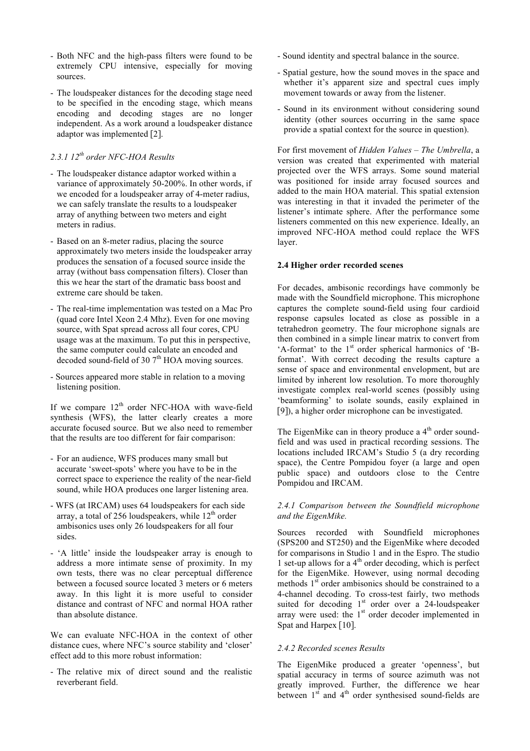- Both NFC and the high-pass filters were found to be extremely CPU intensive, especially for moving sources.

- The loudspeaker distances for the decoding stage need to be specified in the encoding stage, which means encoding and decoding stages are no longer independent. As a work around a loudspeaker distance adaptor was implemented [2].

#### *2.3.1 12th order NFC-HOA Results*

- The loudspeaker distance adaptor worked within a variance of approximately 50-200%. In other words, if we encoded for a loudspeaker array of 4-meter radius, we can safely translate the results to a loudspeaker array of anything between two meters and eight meters in radius.

- Based on an 8-meter radius, placing the source approximately two meters inside the loudspeaker array produces the sensation of a focused source inside the array (without bass compensation filters). Closer than this we hear the start of the dramatic bass boost and extreme care should be taken.

- The real-time implementation was tested on a Mac Pro (quad core Intel Xeon 2.4 Mhz). Even for one moving source, with Spat spread across all four cores, CPU usage was at the maximum. To put this in perspective, the same computer could calculate an encoded and decoded sound-field of 30 7th HOA moving sources.

- Sources appeared more stable in relation to a moving listening position.

If we compare 12th order NFC-HOA with wave-field synthesis (WFS), the latter clearly creates a more accurate focused source. But we also need to remember that the results are too different for fair comparison:

- For an audience, WFS produces many small but accurate 'sweet-spots' where you have to be in the correct space to experience the reality of the near-field sound, while HOA produces one larger listening area.

- WFS (at IRCAM) uses 64 loudspeakers for each side array, a total of 256 loudspeakers, while 12th order ambisonics uses only 26 loudspeakers for all four sides.

- 'A little' inside the loudspeaker array is enough to address a more intimate sense of proximity. In my own tests, there was no clear perceptual difference between a focused source located 3 meters or 6 meters away. In this light it is more useful to consider distance and contrast of NFC and normal HOA rather than absolute distance.

We can evaluate NFC-HOA in the context of other distance cues, where NFC's source stability and 'closer' effect add to this more robust information:

- The relative mix of direct sound and the realistic reverberant field.

- Sound identity and spectral balance in the source.

- Spatial gesture, how the sound moves in the space and whether it's apparent size and spectral cues imply movement towards or away from the listener.

- Sound in its environment without considering sound identity (other sources occurring in the same space provide a spatial context for the source in question).

For first movement of *Hidden Values – The Umbrella*, a version was created that experimented with material projected over the WFS arrays. Some sound material was positioned for inside array focused sources and added to the main HOA material. This spatial extension was interesting in that it invaded the perimeter of the listener's intimate sphere. After the performance some listeners commented on this new experience. Ideally, an improved NFC-HOA method could replace the WFS layer.

### 2.4 Higher order recorded scenes

For decades, ambisonic recordings have commonly be made with the Soundfield microphone. This microphone captures the complete sound-field using four cardioid response capsules located as close as possible in a tetrahedron geometry. The four microphone signals are then combined in a simple linear matrix to convert from 'A-format' to the 1st order spherical harmonics of 'B-format'. With correct decoding the results capture a sense of space and environmental envelopment, but are limited by inherent low resolution. To more thoroughly investigate complex real-world scenes (possibly using 'beamforming' to isolate sounds, easily explained in [9]), a higher order microphone can be investigated.

The EigenMike can in theory produce a 4th order sound-field and was used in practical recording sessions. The locations included IRCAM's Studio 5 (a dry recording space), the Centre Pompidou foyer (a large and open public space) and outdoors close to the Centre Pompidou and IRCAM.

#### *2.4.1 Comparison between the Soundfield microphone and the EigenMike.*

Sources recorded with Soundfield microphones (SPS200 and ST250) and the EigenMike where decoded for comparisons in Studio 1 and in the Espro. The studio 1 set-up allows for a 4th order decoding, which is perfect for the EigenMike. However, using normal decoding methods 1st order ambisonics should be constrained to a 4-channel decoding. To cross-test fairly, two methods suited for decoding 1st order over a 24-loudspeaker array were used: the 1st order decoder implemented in Spat and Harpex [10].

#### *2.4.2 Recorded scenes Results*

The EigenMike produced a greater 'openness', but spatial accuracy in terms of source azimuth was not greatly improved. Further, the difference we hear between 1st and 4th order synthesised sound-fields are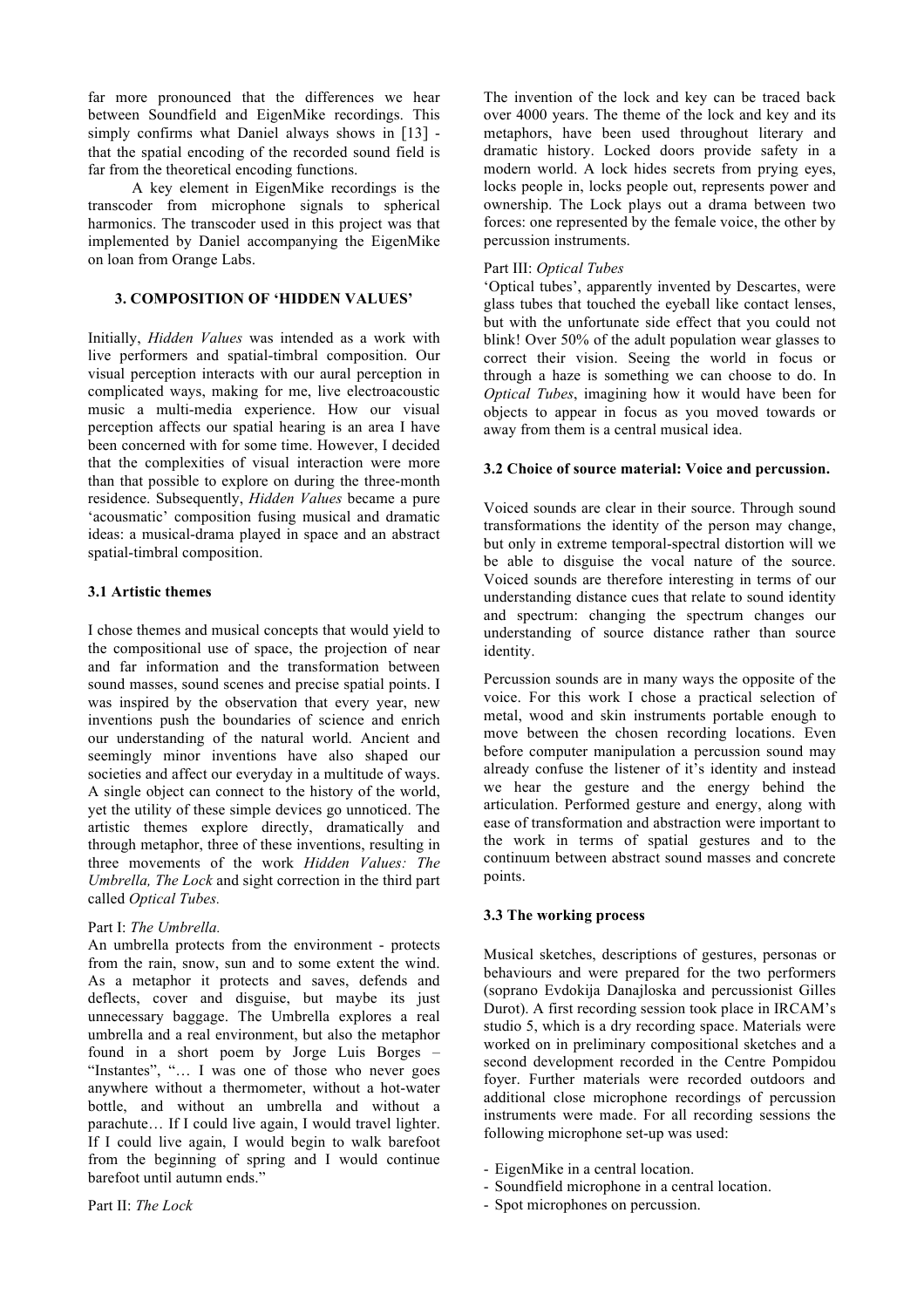far more pronounced that the differences we hear between Soundfield and EigenMike recordings. This simply confirms what Daniel always shows in [13] - that the spatial encoding of the recorded sound field is far from the theoretical encoding functions.

A key element in EigenMike recordings is the transcoder from microphone signals to spherical harmonics. The transcoder used in this project was that implemented by Daniel accompanying the EigenMike on loan from Orange Labs.

## 3. COMPOSITION OF 'HIDDEN VALUES'

Initially, *Hidden Values* was intended as a work with live performers and spatial-timbral composition. Our visual perception interacts with our aural perception in complicated ways, making for me, live electroacoustic music a multi-media experience. How our visual perception affects our spatial hearing is an area I have been concerned with for some time. However, I decided that the complexities of visual interaction were more than that possible to explore on during the three-month residence. Subsequently, *Hidden Values* became a pure 'acousmatic' composition fusing musical and dramatic ideas: a musical-drama played in space and an abstract spatial-timbral composition.

### 3.1 Artistic themes

I chose themes and musical concepts that would yield to the compositional use of space, the projection of near and far information and the transformation between sound masses, sound scenes and precise spatial points. I was inspired by the observation that every year, new inventions push the boundaries of science and enrich our understanding of the natural world. Ancient and seemingly minor inventions have also shaped our societies and affect our everyday in a multitude of ways. A single object can connect to the history of the world, yet the utility of these simple devices go unnoticed. The artistic themes explore directly, dramatically and through metaphor, three of these inventions, resulting in three movements of the work *Hidden Values: The Umbrella, The Lock* and sight correction in the third part called *Optical Tubes.*

Part I: *The Umbrella.*

An umbrella protects from the environment - protects from the rain, snow, sun and to some extent the wind. As a metaphor it protects and saves, defends and deflects, cover and disguise, but maybe its just unnecessary baggage. The Umbrella explores a real umbrella and a real environment, but also the metaphor found in a short poem by Jorge Luis Borges – "Instantes", "… I was one of those who never goes anywhere without a thermometer, without a hot-water bottle, and without an umbrella and without a parachute… If I could live again, I would travel lighter. If I could live again, I would begin to walk barefoot from the beginning of spring and I would continue barefoot until autumn ends."

Part II: *The Lock*

The invention of the lock and key can be traced back over 4000 years. The theme of the lock and key and its metaphors, have been used throughout literary and dramatic history. Locked doors provide safety in a modern world. A lock hides secrets from prying eyes, locks people in, locks people out, represents power and ownership. The Lock plays out a drama between two forces: one represented by the female voice, the other by percussion instruments.

Part III: *Optical Tubes*

'Optical tubes', apparently invented by Descartes, were glass tubes that touched the eyeball like contact lenses, but with the unfortunate side effect that you could not blink! Over 50% of the adult population wear glasses to correct their vision. Seeing the world in focus or through a haze is something we can choose to do. In *Optical Tubes*, imagining how it would have been for objects to appear in focus as you moved towards or away from them is a central musical idea.

### 3.2 Choice of source material: Voice and percussion.

Voiced sounds are clear in their source. Through sound transformations the identity of the person may change, but only in extreme temporal-spectral distortion will we be able to disguise the vocal nature of the source. Voiced sounds are therefore interesting in terms of our understanding distance cues that relate to sound identity and spectrum: changing the spectrum changes our understanding of source distance rather than source identity.

Percussion sounds are in many ways the opposite of the voice. For this work I chose a practical selection of metal, wood and skin instruments portable enough to move between the chosen recording locations. Even before computer manipulation a percussion sound may already confuse the listener of it's identity and instead we hear the gesture and the energy behind the articulation. Performed gesture and energy, along with ease of transformation and abstraction were important to the work in terms of spatial gestures and to the continuum between abstract sound masses and concrete points.

### 3.3 The working process

Musical sketches, descriptions of gestures, personas or behaviours and were prepared for the two performers (soprano Evdokija Danajloska and percussionist Gilles Durot). A first recording session took place in IRCAM's studio 5, which is a dry recording space. Materials were worked on in preliminary compositional sketches and a second development recorded in the Centre Pompidou foyer. Further materials were recorded outdoors and additional close microphone recordings of percussion instruments were made. For all recording sessions the following microphone set-up was used:

- EigenMike in a central location.
- Soundfield microphone in a central location.
- Spot microphones on percussion.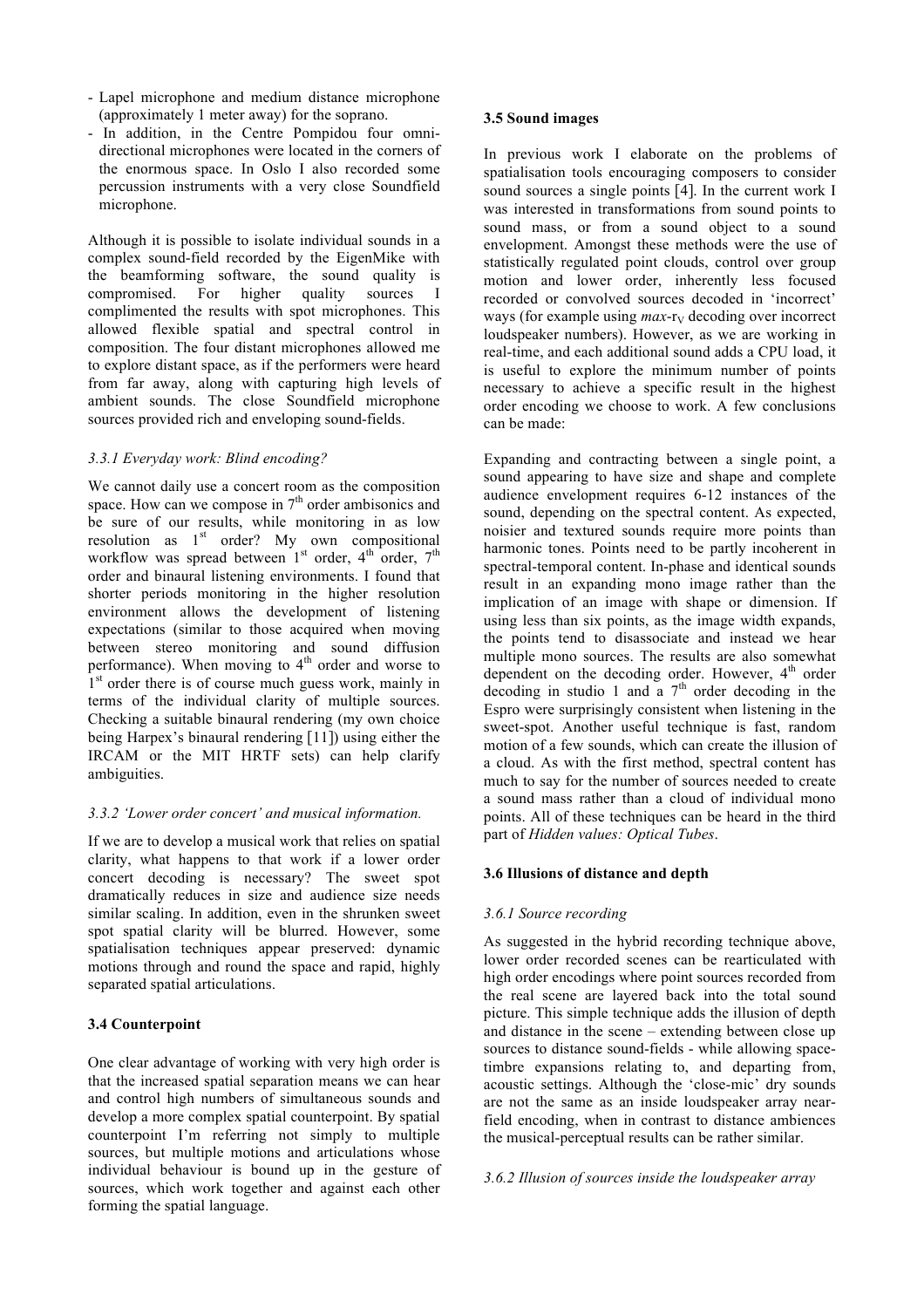- Lapel microphone and medium distance microphone (approximately 1 meter away) for the soprano.
- In addition, in the Centre Pompidou four omni-directional microphones were located in the corners of the enormous space. In Oslo I also recorded some percussion instruments with a very close Soundfield microphone.

Although it is possible to isolate individual sounds in a complex sound-field recorded by the EigenMike with the beamforming software, the sound quality is compromised. For higher quality sources I complimented the results with spot microphones. This allowed flexible spatial and spectral control in composition. The four distant microphones allowed me to explore distant space, as if the performers were heard from far away, along with capturing high levels of ambient sounds. The close Soundfield microphone sources provided rich and enveloping sound-fields.

### *3.3.1 Everyday work: Blind encoding?*

We cannot daily use a concert room as the composition space. How can we compose in 7th order ambisonics and be sure of our results, while monitoring in as low resolution as 1st order? My own compositional workflow was spread between 1st order, 4th order, 7th order and binaural listening environments. I found that shorter periods monitoring in the higher resolution environment allows the development of listening expectations (similar to those acquired when moving between stereo monitoring and sound diffusion performance). When moving to 4th order and worse to 1st order there is of course much guess work, mainly in terms of the individual clarity of multiple sources. Checking a suitable binaural rendering (my own choice being Harpex's binaural rendering [11]) using either the IRCAM or the MIT HRTF sets) can help clarify ambiguities.

### *3.3.2 'Lower order concert' and musical information.*

If we are to develop a musical work that relies on spatial clarity, what happens to that work if a lower order concert decoding is necessary? The sweet spot dramatically reduces in size and audience size needs similar scaling. In addition, even in the shrunken sweet spot spatial clarity will be blurred. However, some spatialisation techniques appear preserved: dynamic motions through and round the space and rapid, highly separated spatial articulations.

## 3.4 Counterpoint

One clear advantage of working with very high order is that the increased spatial separation means we can hear and control high numbers of simultaneous sounds and develop a more complex spatial counterpoint. By spatial counterpoint I'm referring not simply to multiple sources, but multiple motions and articulations whose individual behaviour is bound up in the gesture of sources, which work together and against each other forming the spatial language.

## 3.5 Sound images

In previous work I elaborate on the problems of spatialisation tools encouraging composers to consider sound sources a single points [4]. In the current work I was interested in transformations from sound points to sound mass, or from a sound object to a sound envelopment. Amongst these methods were the use of statistically regulated point clouds, control over group motion and lower order, inherently less focused recorded or convolved sources decoded in 'incorrect' ways (for example using *max*-$r_V$ decoding over incorrect loudspeaker numbers). However, as we are working in real-time, and each additional sound adds a CPU load, it is useful to explore the minimum number of points necessary to achieve a specific result in the highest order encoding we choose to work. A few conclusions can be made:

Expanding and contracting between a single point, a sound appearing to have size and shape and complete audience envelopment requires 6-12 instances of the sound, depending on the spectral content. As expected, noisier and textured sounds require more points than harmonic tones. Points need to be partly incoherent in spectral-temporal content. In-phase and identical sounds result in an expanding mono image rather than the implication of an image with shape or dimension. If using less than six points, as the image width expands, the points tend to disassociate and instead we hear multiple mono sources. The results are also somewhat dependent on the decoding order. However, 4th order decoding in studio 1 and a 7th order decoding in the Espro were surprisingly consistent when listening in the sweet-spot. Another useful technique is fast, random motion of a few sounds, which can create the illusion of a cloud. As with the first method, spectral content has much to say for the number of sources needed to create a sound mass rather than a cloud of individual mono points. All of these techniques can be heard in the third part of *Hidden values: Optical Tubes*.

## 3.6 Illusions of distance and depth

### *3.6.1 Source recording*

As suggested in the hybrid recording technique above, lower order recorded scenes can be rearticulated with high order encodings where point sources recorded from the real scene are layered back into the total sound picture. This simple technique adds the illusion of depth and distance in the scene – extending between close up sources to distance sound-fields - while allowing space-timbre expansions relating to, and departing from, acoustic settings. Although the 'close-mic' dry sounds are not the same as an inside loudspeaker array near-field encoding, when in contrast to distance ambiences the musical-perceptual results can be rather similar.

### *3.6.2 Illusion of sources inside the loudspeaker array*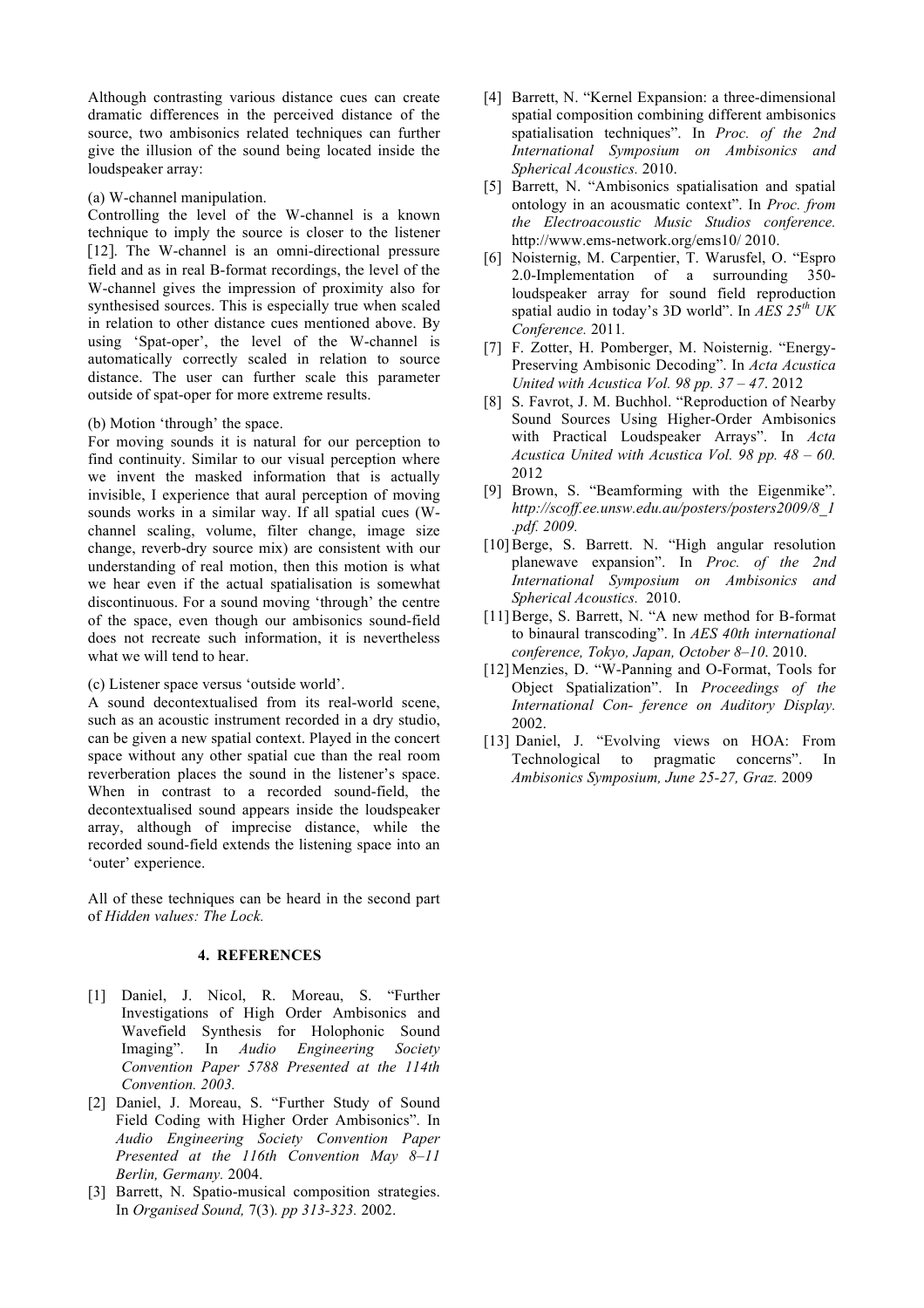Although contrasting various distance cues can create dramatic differences in the perceived distance of the source, two ambisonics related techniques can further give the illusion of the sound being located inside the loudspeaker array:

(a) W-channel manipulation.
Controlling the level of the W-channel is a known technique to imply the source is closer to the listener [12]. The W-channel is an omni-directional pressure field and as in real B-format recordings, the level of the W-channel gives the impression of proximity also for synthesised sources. This is especially true when scaled in relation to other distance cues mentioned above. By using 'Spat-oper', the level of the W-channel is automatically correctly scaled in relation to source distance. The user can further scale this parameter outside of spat-oper for more extreme results.

(b) Motion 'through' the space.
For moving sounds it is natural for our perception to find continuity. Similar to our visual perception where we invent the masked information that is actually invisible, I experience that aural perception of moving sounds works in a similar way. If all spatial cues (W-channel scaling, volume, filter change, image size change, reverb-dry source mix) are consistent with our understanding of real motion, then this motion is what we hear even if the actual spatialisation is somewhat discontinuous. For a sound moving 'through' the centre of the space, even though our ambisonics sound-field does not recreate such information, it is nevertheless what we will tend to hear.

(c) Listener space versus 'outside world'.
A sound decontextualised from its real-world scene, such as an acoustic instrument recorded in a dry studio, can be given a new spatial context. Played in the concert space without any other spatial cue than the real room reverberation places the sound in the listener's space. When in contrast to a recorded sound-field, the decontextualised sound appears inside the loudspeaker array, although of imprecise distance, while the recorded sound-field extends the listening space into an 'outer' experience.

All of these techniques can be heard in the second part of *Hidden values: The Lock.*

## 4. REFERENCES

[1] Daniel, J. Nicol, R. Moreau, S. "Further Investigations of High Order Ambisonics and Wavefield Synthesis for Holophonic Sound Imaging". In *Audio Engineering Society Convention Paper 5788 Presented at the 114th Convention. 2003.*

[2] Daniel, J. Moreau, S. "Further Study of Sound Field Coding with Higher Order Ambisonics". In *Audio Engineering Society Convention Paper Presented at the 116th Convention May 8–11 Berlin, Germany.* 2004.

[3] Barrett, N. Spatio-musical composition strategies. In *Organised Sound,* 7(3)*. pp 313-323.* 2002.

[4] Barrett, N. "Kernel Expansion: a three-dimensional spatial composition combining different ambisonics spatialisation techniques". In *Proc. of the 2nd International Symposium on Ambisonics and Spherical Acoustics.* 2010.

[5] Barrett, N. "Ambisonics spatialisation and spatial ontology in an acousmatic context". In *Proc. from the Electroacoustic Music Studios conference.* http://www.ems-network.org/ems10/ 2010.

[6] Noisternig, M. Carpentier, T. Warusfel, O. "Espro 2.0-Implementation of a surrounding 350-loudspeaker array for sound field reproduction spatial audio in today's 3D world". In *AES 25th UK Conference.* 2011*.*

[7] F. Zotter, H. Pomberger, M. Noisternig. "Energy-Preserving Ambisonic Decoding". In *Acta Acustica United with Acustica Vol. 98 pp. 37 – 47*. 2012

[8] S. Favrot, J. M. Buchhol. "Reproduction of Nearby Sound Sources Using Higher-Order Ambisonics with Practical Loudspeaker Arrays". In *Acta Acustica United with Acustica Vol. 98 pp. 48 – 60.* 2012

[9] Brown, S. "Beamforming with the Eigenmike". *http://scoff.ee.unsw.edu.au/posters/posters2009/8_1.pdf. 2009.*

[10] Berge, S. Barrett. N. "High angular resolution planewave expansion". In *Proc. of the 2nd International Symposium on Ambisonics and Spherical Acoustics.* 2010.

[11] Berge, S. Barrett, N. "A new method for B-format to binaural transcoding". In *AES 40th international conference, Tokyo, Japan, October 8–10*. 2010.

[12] Menzies, D. "W-Panning and O-Format, Tools for Object Spatialization". In *Proceedings of the International Con- ference on Auditory Display.* 2002.

[13] Daniel, J. "Evolving views on HOA: From Technological to pragmatic concerns". In *Ambisonics Symposium, June 25-27, Graz.* 2009